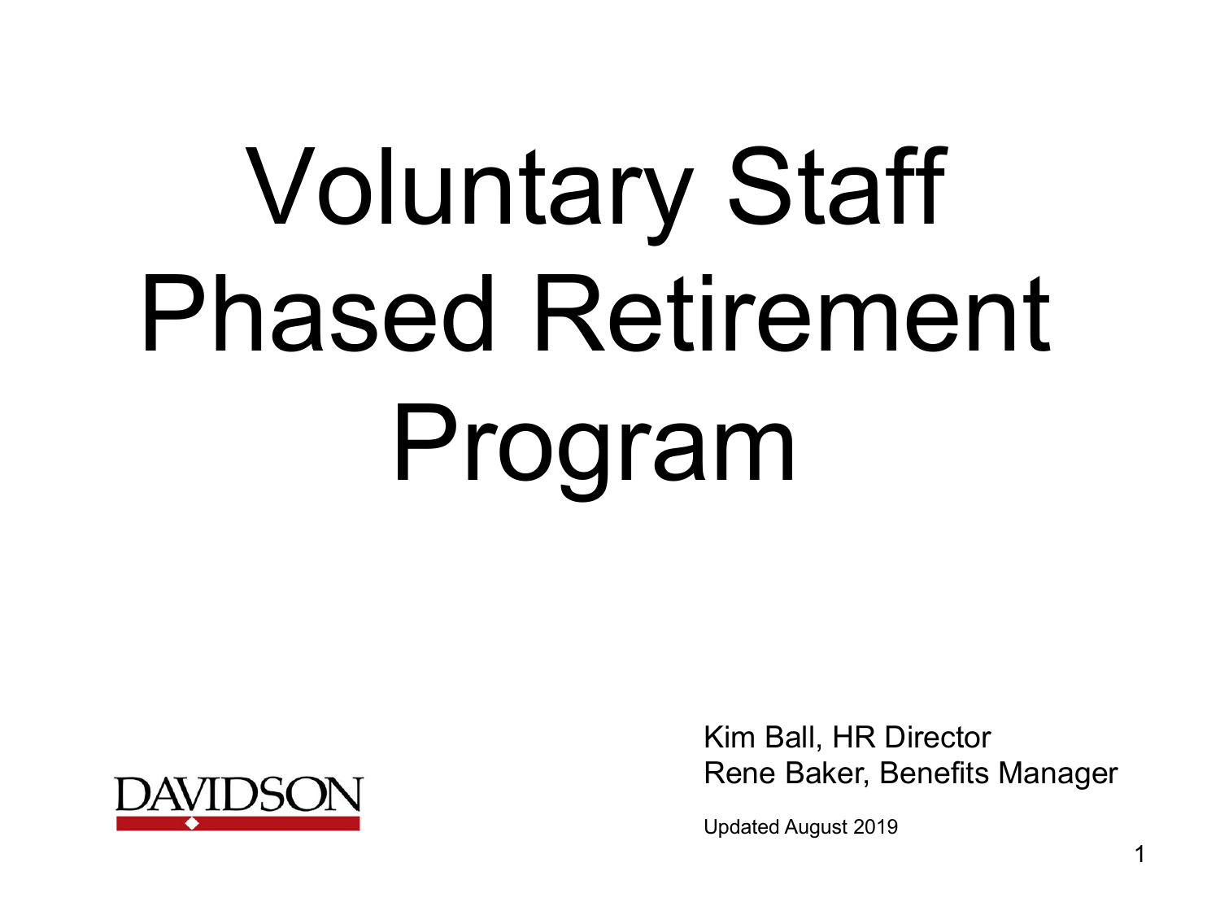# Voluntary Staff Phased Retirement Program

Kim Ball, HR Director
Rene Baker, Benefits Manager

Updated August 2019

DAVIDSON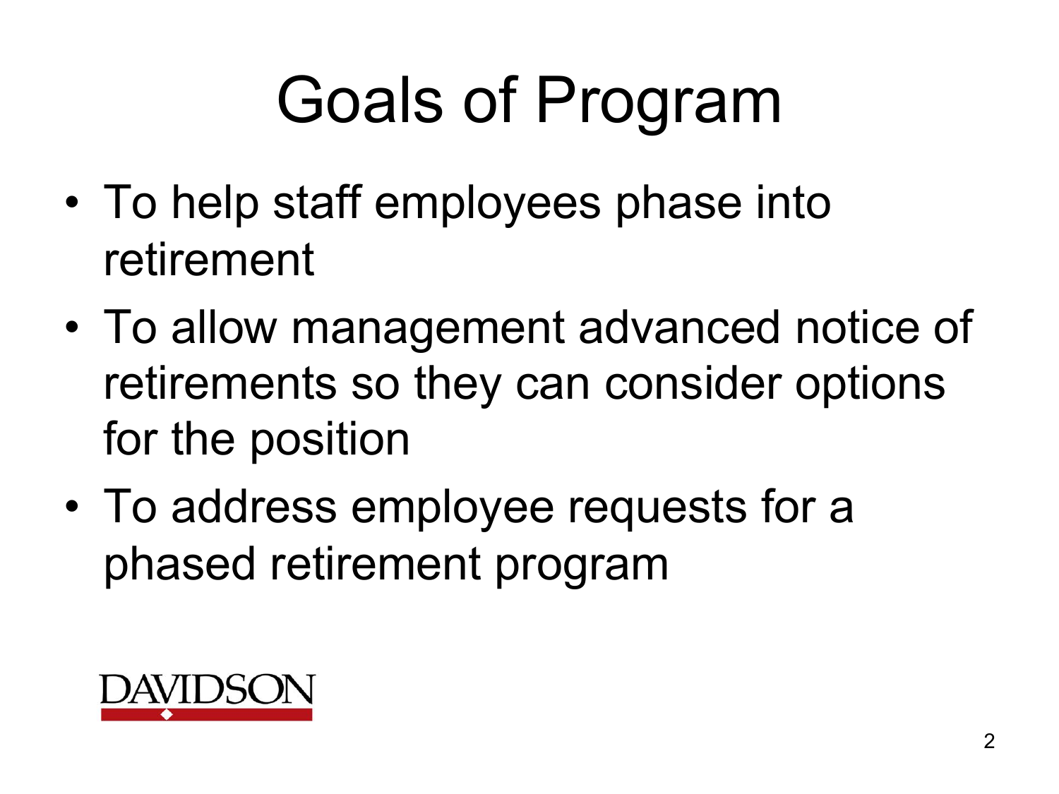# Goals of Program

- To help staff employees phase into retirement
- To allow management advanced notice of retirements so they can consider options for the position
- To address employee requests for a phased retirement program

DAVIDSON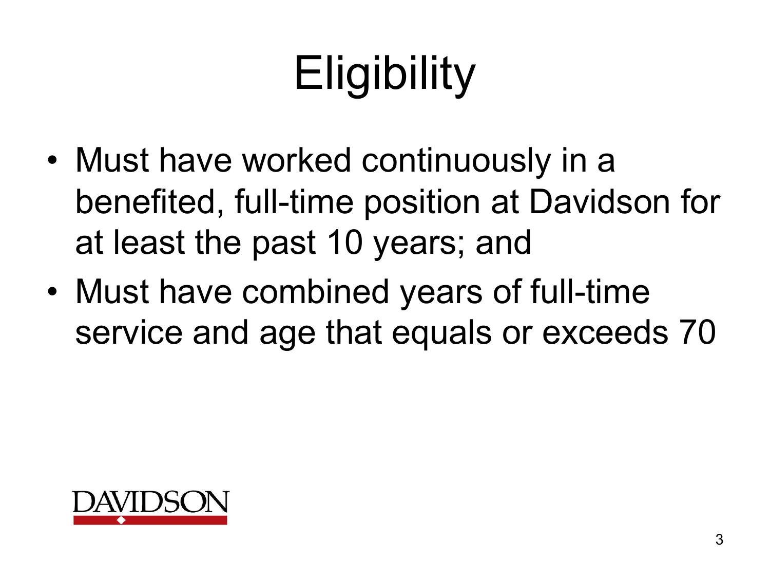# Eligibility

- Must have worked continuously in a benefited, full-time position at Davidson for at least the past 10 years; and
- Must have combined years of full-time service and age that equals or exceeds 70

DAVIDSON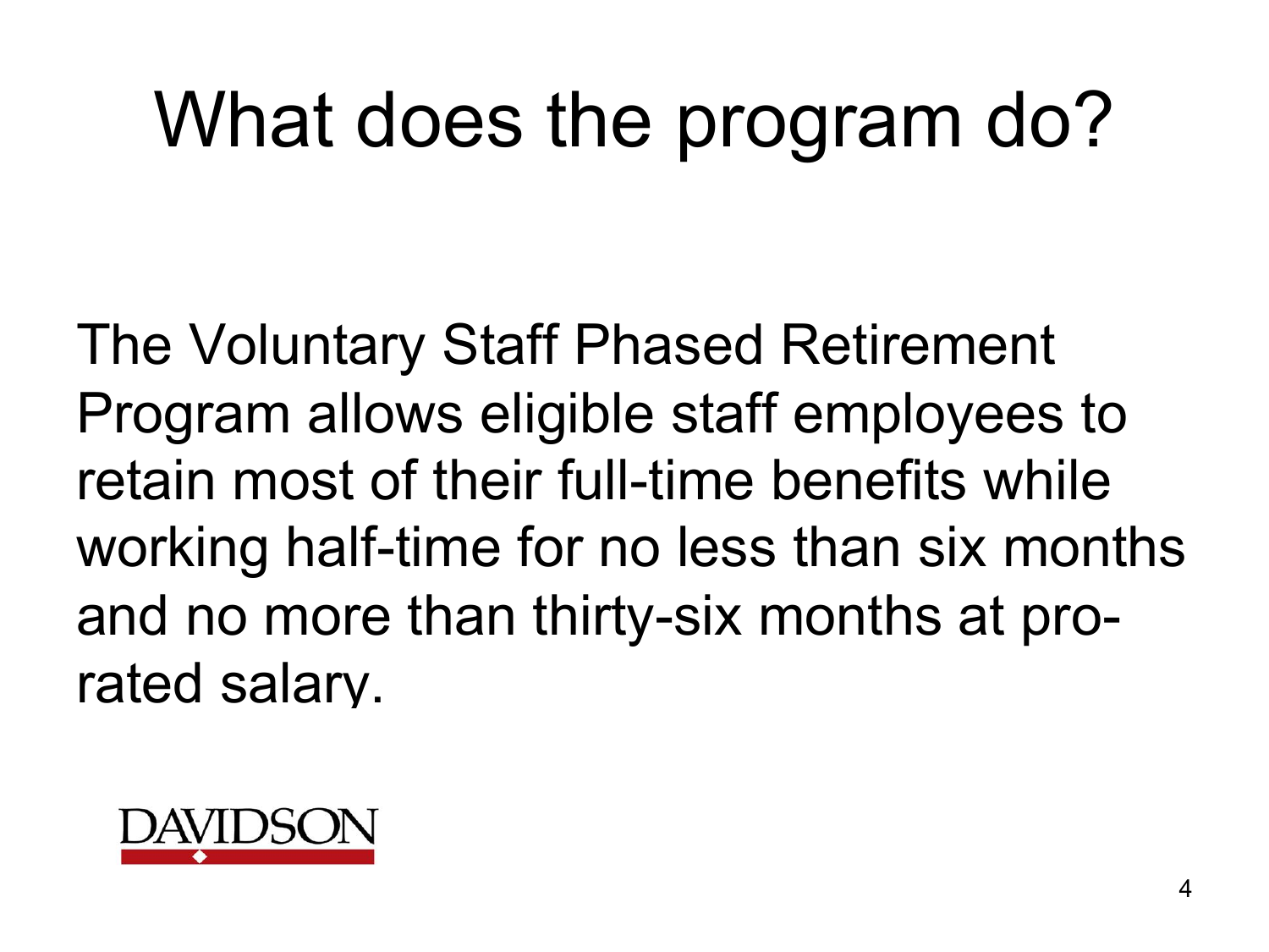# What does the program do?

The Voluntary Staff Phased Retirement Program allows eligible staff employees to retain most of their full-time benefits while working half-time for no less than six months and no more than thirty-six months at pro-rated salary.

DAVIDSON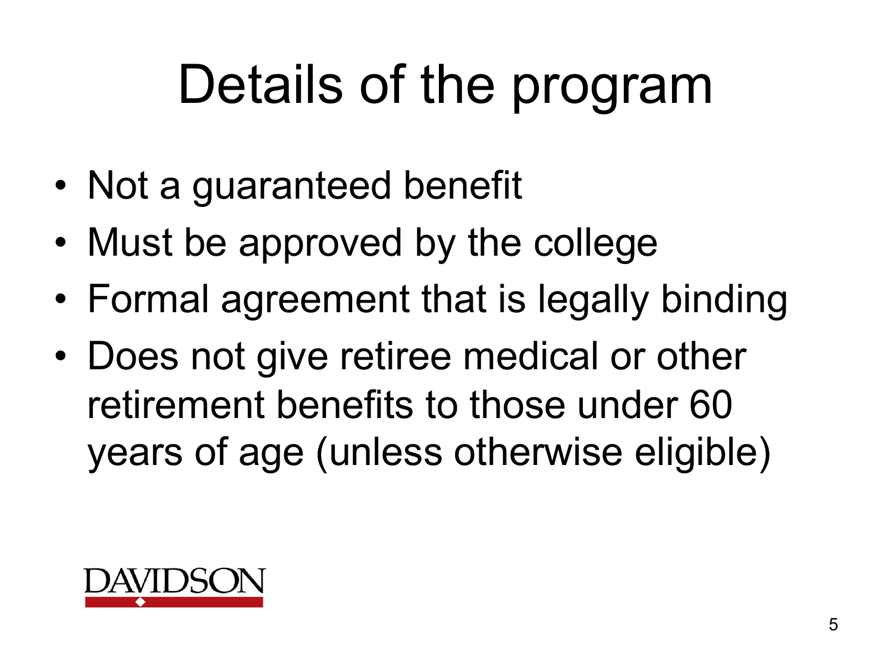# Details of the program

- Not a guaranteed benefit
- Must be approved by the college
- Formal agreement that is legally binding
- Does not give retiree medical or other retirement benefits to those under 60 years of age (unless otherwise eligible)

DAVIDSON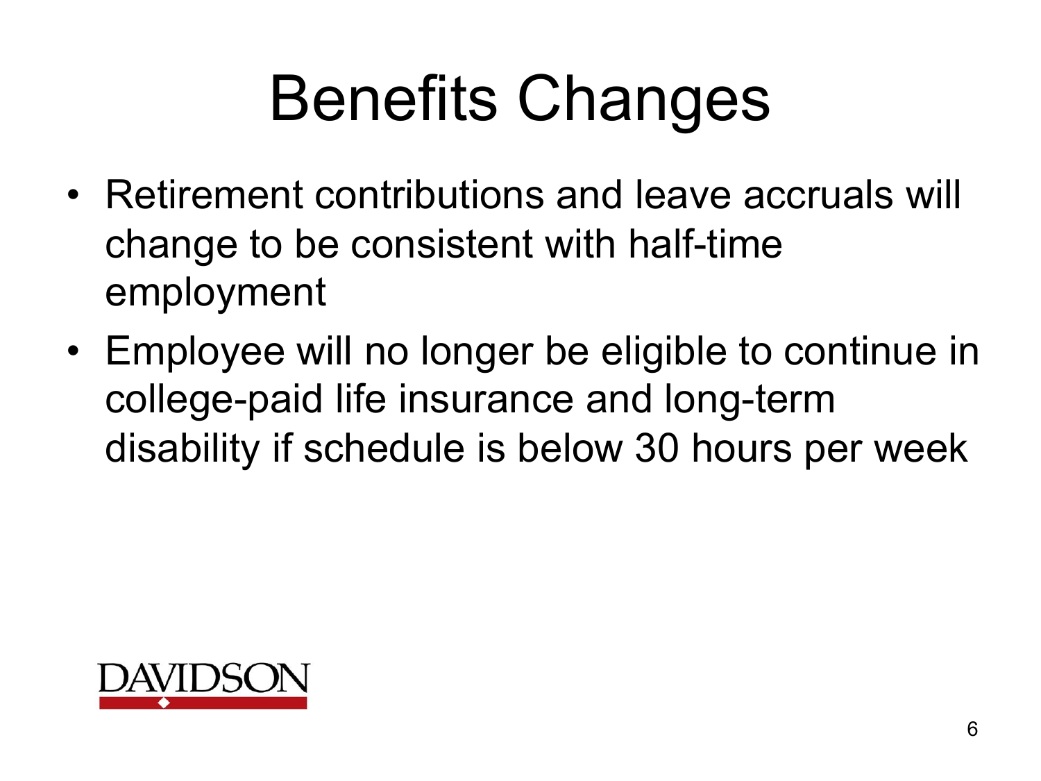# Benefits Changes

- Retirement contributions and leave accruals will change to be consistent with half-time employment
- Employee will no longer be eligible to continue in college-paid life insurance and long-term disability if schedule is below 30 hours per week

DAVIDSON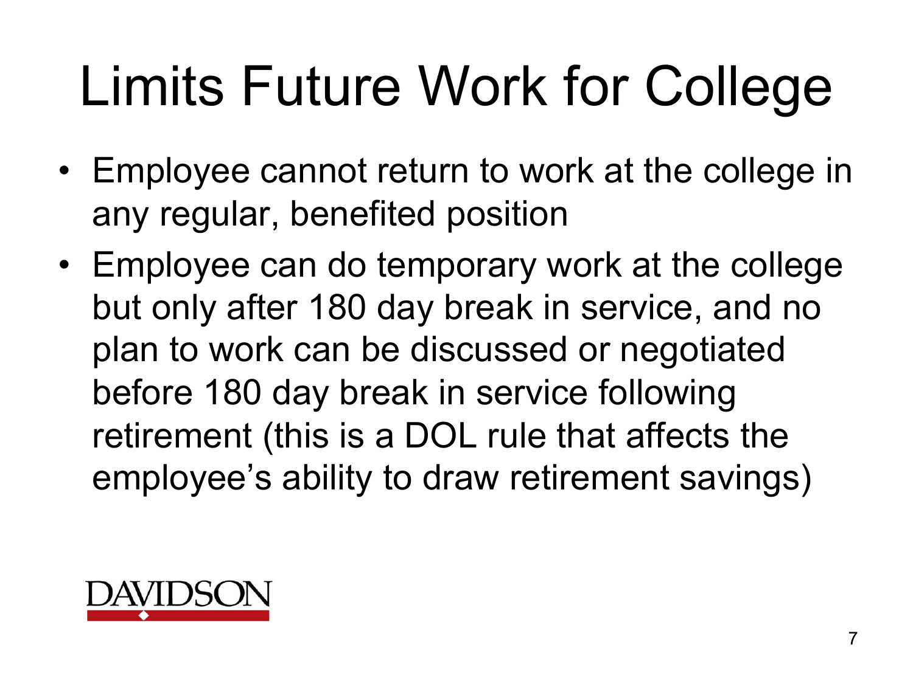# Limits Future Work for College

- Employee cannot return to work at the college in any regular, benefited position
- Employee can do temporary work at the college but only after 180 day break in service, and no plan to work can be discussed or negotiated before 180 day break in service following retirement (this is a DOL rule that affects the employee's ability to draw retirement savings)

DAVIDSON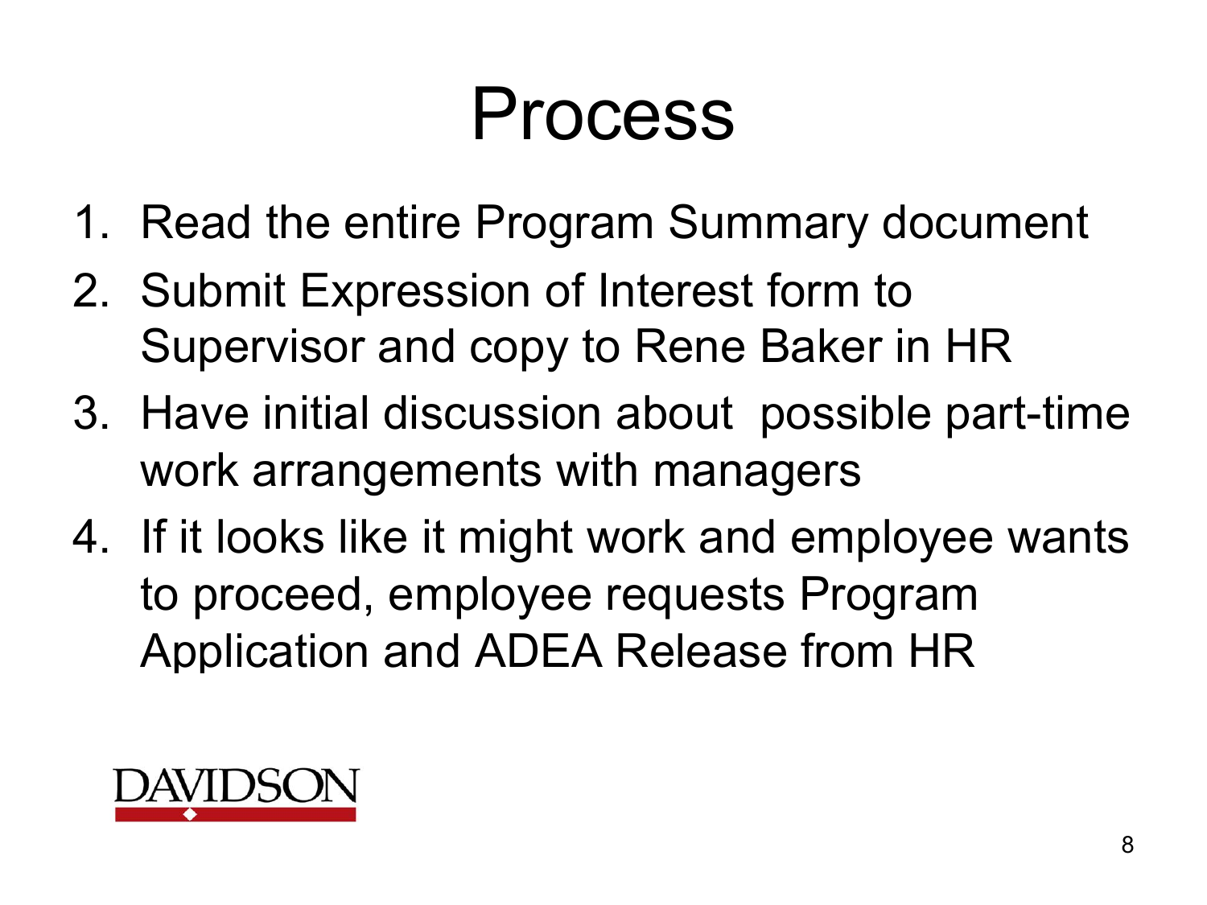# Process

1. Read the entire Program Summary document
2. Submit Expression of Interest form to Supervisor and copy to Rene Baker in HR
3. Have initial discussion about possible part-time work arrangements with managers
4. If it looks like it might work and employee wants to proceed, employee requests Program Application and ADEA Release from HR

DAVIDSON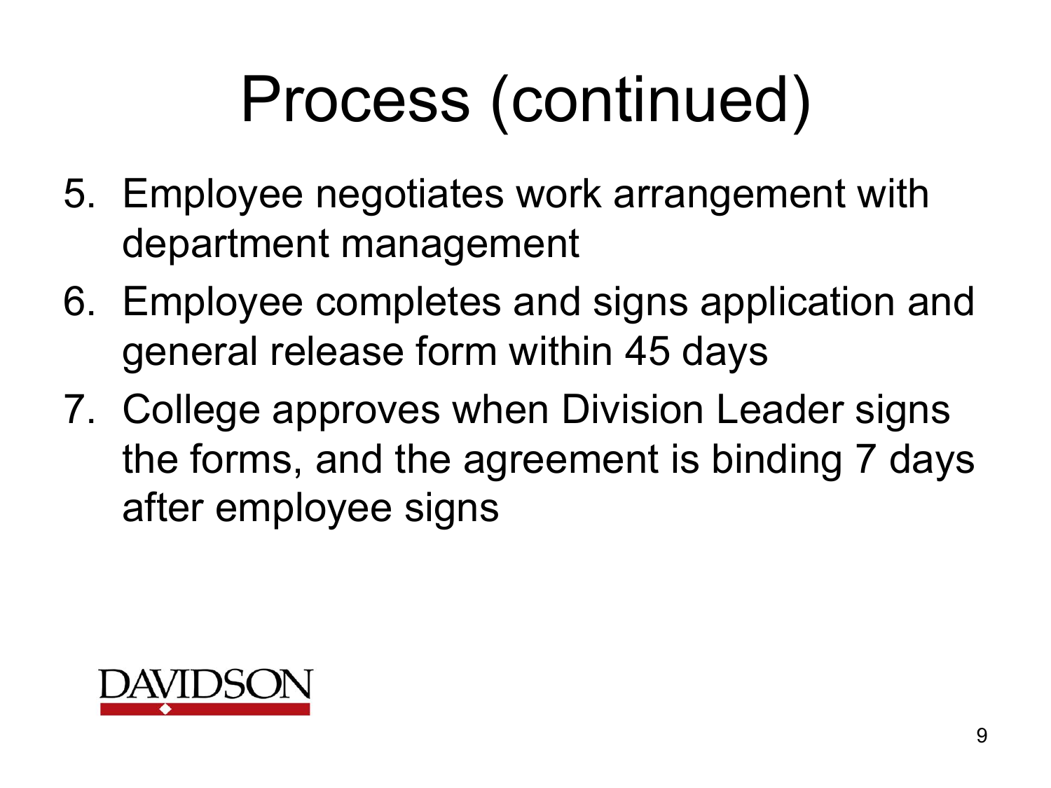# Process (continued)

5. Employee negotiates work arrangement with department management
6. Employee completes and signs application and general release form within 45 days
7. College approves when Division Leader signs the forms, and the agreement is binding 7 days after employee signs

DAVIDSON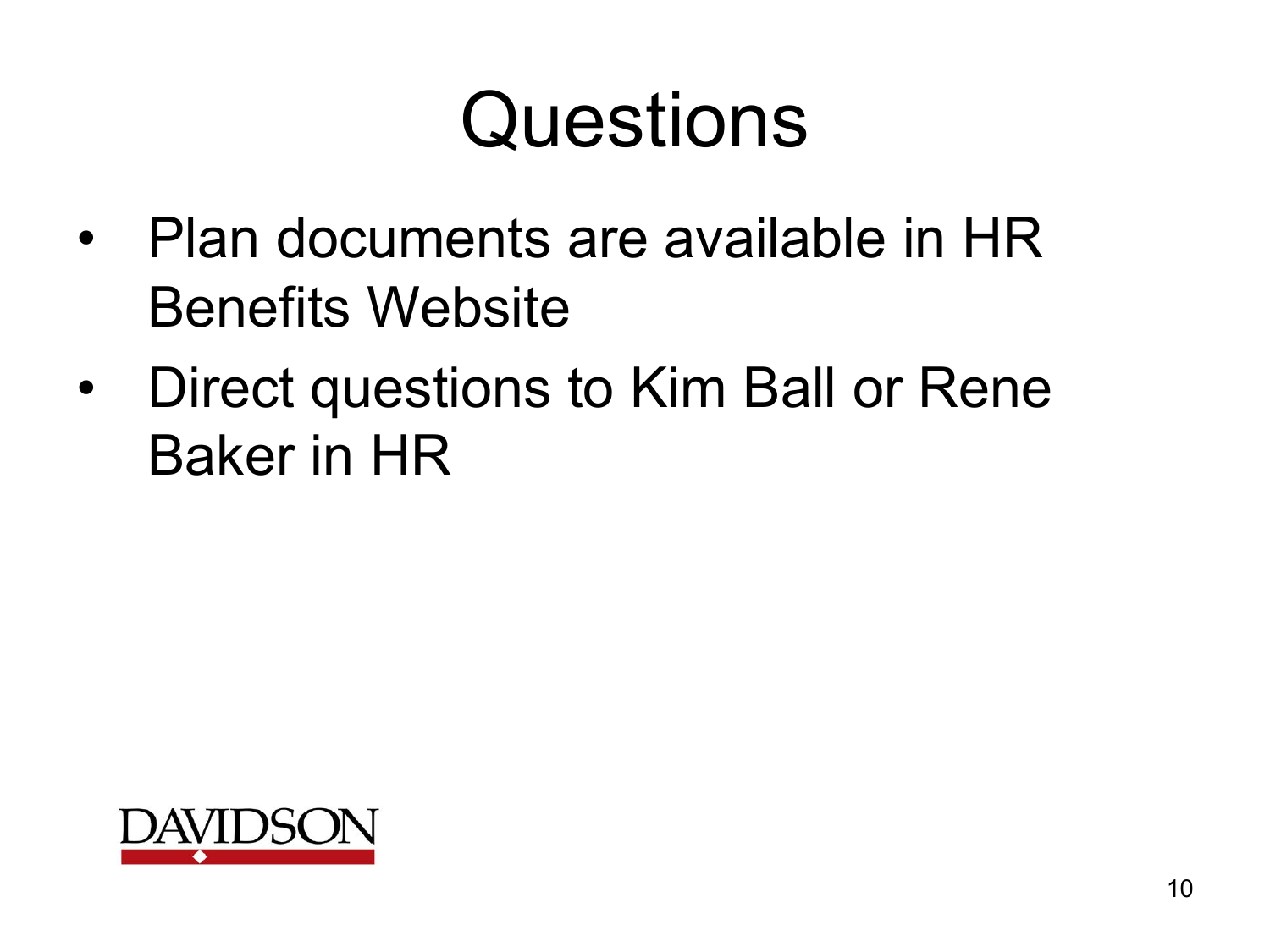# Questions

- Plan documents are available in HR Benefits Website
- Direct questions to Kim Ball or Rene Baker in HR

DAVIDSON